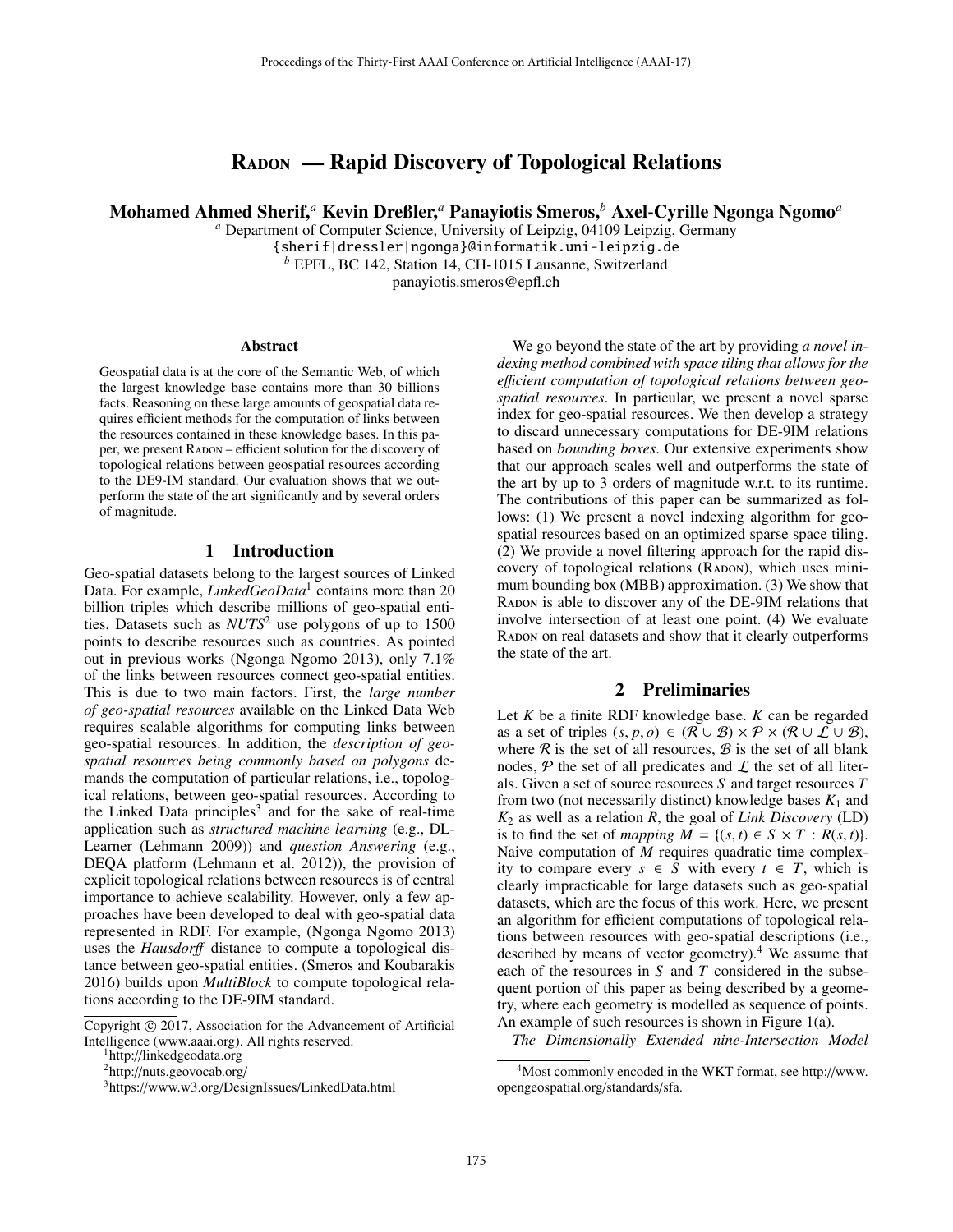# RADON — Rapid Discovery of Topological Relations

**Mohamed Ahmed Sherif,[a] Kevin Dreßler,[a] Panayiotis Smeros,[b] Axel-Cyrille Ngonga Ngomo[a]**

[a] Department of Computer Science, University of Leipzig, 04109 Leipzig, Germany
{sherif|dressler|ngonga}@informatik.uni-leipzig.de
[b] EPFL, BC 142, Station 14, CH-1015 Lausanne, Switzerland
panayiotis.smeros@epfl.ch

### Abstract

Geospatial data is at the core of the Semantic Web, of which the largest knowledge base contains more than 30 billions facts. Reasoning on these large amounts of geospatial data requires efficient methods for the computation of links between the resources contained in these knowledge bases. In this paper, we present RADON – efficient solution for the discovery of topological relations between geospatial resources according to the DE9-IM standard. Our evaluation shows that we outperform the state of the art significantly and by several orders of magnitude.

## 1 Introduction

Geo-spatial datasets belong to the largest sources of Linked Data. For example, *LinkedGeoData*[1] contains more than 20 billion triples which describe millions of geo-spatial entities. Datasets such as *NUTS*[2] use polygons of up to 1500 points to describe resources such as countries. As pointed out in previous works (Ngonga Ngomo 2013), only 7.1% of the links between resources connect geo-spatial entities. This is due to two main factors. First, the *large number of geo-spatial resources* available on the Linked Data Web requires scalable algorithms for computing links between geo-spatial resources. In addition, the *description of geo-spatial resources being commonly based on polygons* demands the computation of particular relations, i.e., topological relations, between geo-spatial resources. According to the Linked Data principles[3] and for the sake of real-time application such as *structured machine learning* (e.g., DL-Learner (Lehmann 2009)) and *question Answering* (e.g., DEQA platform (Lehmann et al. 2012)), the provision of explicit topological relations between resources is of central importance to achieve scalability. However, only a few approaches have been developed to deal with geo-spatial data represented in RDF. For example, (Ngonga Ngomo 2013) uses the *Hausdorff* distance to compute a topological distance between geo-spatial entities. (Smeros and Koubarakis 2016) builds upon *MultiBlock* to compute topological relations according to the DE-9IM standard.

We go beyond the state of the art by providing *a novel indexing method combined with space tiling that allows for the efficient computation of topological relations between geo-spatial resources*. In particular, we present a novel sparse index for geo-spatial resources. We then develop a strategy to discard unnecessary computations for DE-9IM relations based on *bounding boxes*. Our extensive experiments show that our approach scales well and outperforms the state of the art by up to 3 orders of magnitude w.r.t. to its runtime. The contributions of this paper can be summarized as follows: (1) We present a novel indexing algorithm for geo-spatial resources based on an optimized sparse space tiling. (2) We provide a novel filtering approach for the rapid discovery of topological relations (RADON), which uses minimum bounding box (MBB) approximation. (3) We show that RADON is able to discover any of the DE-9IM relations that involve intersection of at least one point. (4) We evaluate RADON on real datasets and show that it clearly outperforms the state of the art.

## 2 Preliminaries

Let $K$ be a finite RDF knowledge base. $K$ can be regarded as a set of triples $(s, p, o) \in (\mathcal{R} \cup \mathcal{B}) \times \mathcal{P} \times (\mathcal{R} \cup \mathcal{L} \cup \mathcal{B})$, where $\mathcal{R}$ is the set of all resources, $\mathcal{B}$ is the set of all blank nodes, $\mathcal{P}$ the set of all predicates and $\mathcal{L}$ the set of all literals. Given a set of source resources $S$ and target resources $T$ from two (not necessarily distinct) knowledge bases $K_1$ and $K_2$ as well as a relation $R$, the goal of *Link Discovery* (LD) is to find the set of *mapping* $M = \{(s,t) \in S \times T : R(s,t)\}$. Naive computation of $M$ requires quadratic time complexity to compare every $s \in S$ with every $t \in T$, which is clearly impracticable for large datasets such as geo-spatial datasets, which are the focus of this work. Here, we present an algorithm for efficient computations of topological relations between resources with geo-spatial descriptions (i.e., described by means of vector geometry).[4] We assume that each of the resources in $S$ and $T$ considered in the subsequent portion of this paper as being described by a geometry, where each geometry is modelled as sequence of points. An example of such resources is shown in Figure 1(a).

*The Dimensionally Extended nine-Intersection Model*

---

Copyright © 2017, Association for the Advancement of Artificial Intelligence (www.aaai.org). All rights reserved.

[1] http://linkedgeodata.org
[2] http://nuts.geovocab.org/
[3] https://www.w3.org/DesignIssues/LinkedData.html
[4] Most commonly encoded in the WKT format, see http://www.opengeospatial.org/standards/sfa.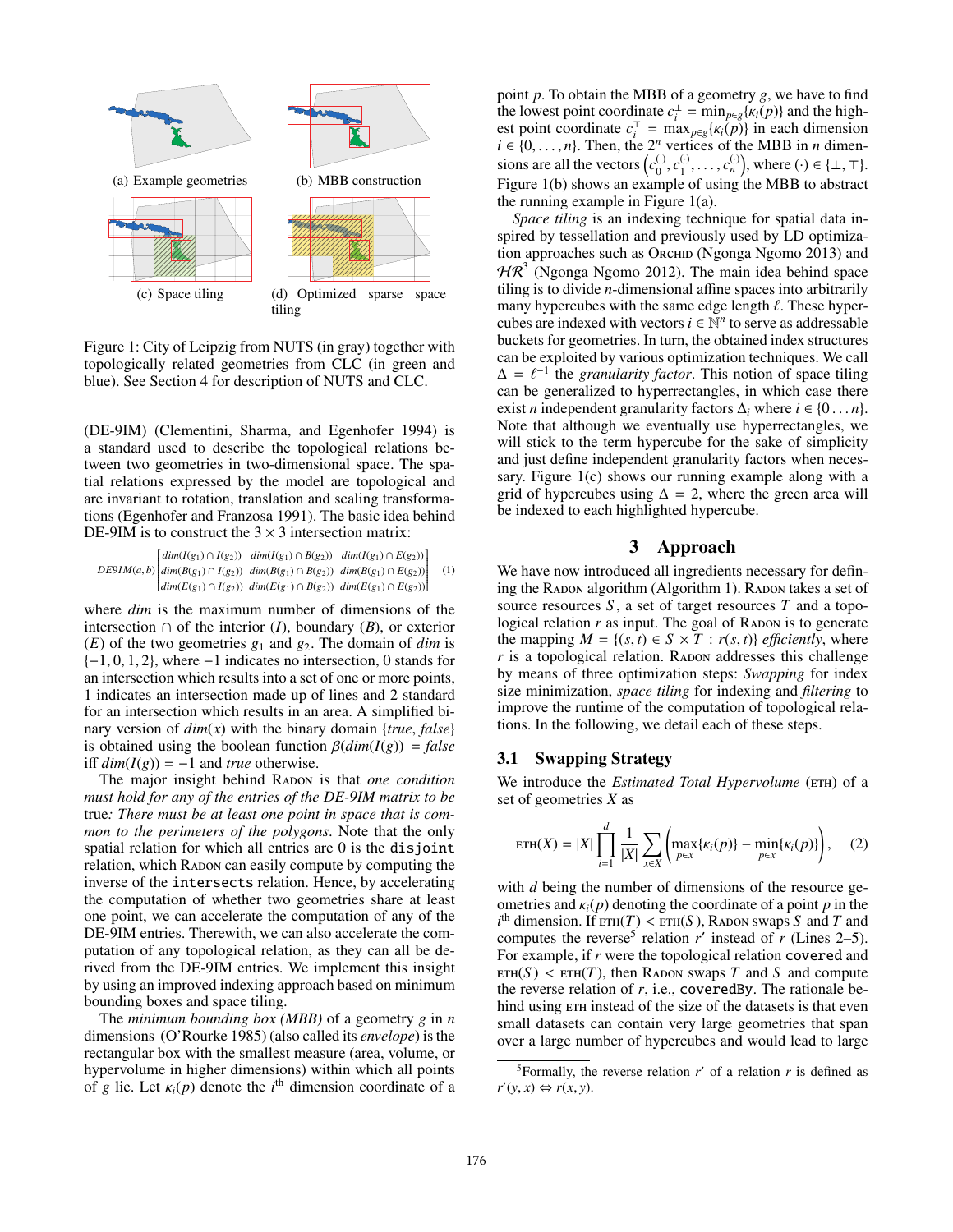(a) Example geometries

(b) MBB construction

(c) Space tiling

(d) Optimized sparse space tiling

Figure 1: City of Leipzig from NUTS (in gray) together with topologically related geometries from CLC (in green and blue). See Section 4 for description of NUTS and CLC.

(DE-9IM) (Clementini, Sharma, and Egenhofer 1994) is a standard used to describe the topological relations between two geometries in two-dimensional space. The spatial relations expressed by the model are topological and are invariant to rotation, translation and scaling transformations (Egenhofer and Franzosa 1991). The basic idea behind DE-9IM is to construct the $3 \times 3$ intersection matrix:

$$DE9IM(a,b)\begin{bmatrix} dim(I(g_1) \cap I(g_2)) & dim(I(g_1) \cap B(g_2)) & dim(I(g_1) \cap E(g_2)) \\ dim(B(g_1) \cap I(g_2)) & dim(B(g_1) \cap B(g_2)) & dim(B(g_1) \cap E(g_2)) \\ dim(E(g_1) \cap I(g_2)) & dim(E(g_1) \cap B(g_2)) & dim(E(g_1) \cap E(g_2)) \end{bmatrix} \quad (1)$$

where *dim* is the maximum number of dimensions of the intersection $\cap$ of the interior ($I$), boundary ($B$), or exterior ($E$) of the two geometries $g_1$ and $g_2$. The domain of *dim* is $\{-1, 0, 1, 2\}$, where $-1$ indicates no intersection, 0 stands for an intersection which results into a set of one or more points, 1 indicates an intersection made up of lines and 2 standard for an intersection which results in an area. A simplified binary version of $dim(x)$ with the binary domain $\{true, false\}$ is obtained using the boolean function $\beta(dim(I(g)) = false$ iff $dim(I(g)) = -1$ and *true* otherwise.

The major insight behind Radon is that *one condition must hold for any of the entries of the DE-9IM matrix to be* true*: There must be at least one point in space that is common to the perimeters of the polygons*. Note that the only spatial relation for which all entries are 0 is the `disjoint` relation, which Radon can easily compute by computing the inverse of the `intersects` relation. Hence, by accelerating the computation of whether two geometries share at least one point, we can accelerate the computation of any of the DE-9IM entries. Therewith, we can also accelerate the computation of any topological relation, as they can all be derived from the DE-9IM entries. We implement this insight by using an improved indexing approach based on minimum bounding boxes and space tiling.

The *minimum bounding box (MBB)* of a geometry $g$ in $n$ dimensions (O'Rourke 1985) (also called its *envelope*) is the rectangular box with the smallest measure (area, volume, or hypervolume in higher dimensions) within which all points of $g$ lie. Let $\kappa_i(p)$ denote the $i^{\text{th}}$ dimension coordinate of a point $p$. To obtain the MBB of a geometry $g$, we have to find the lowest point coordinate $c_i^{\perp} = \min_{p \in g}\{\kappa_i(p)\}$ and the highest point coordinate $c_i^{\top} = \max_{p \in g}\{\kappa_i(p)\}$ in each dimension $i \in \{0, \ldots, n\}$. Then, the $2^n$ vertices of the MBB in $n$ dimensions are all the vectors $\left(c_0^{(\cdot)}, c_1^{(\cdot)}, \ldots, c_n^{(\cdot)}\right)$, where $(\cdot) \in \{\perp, \top\}$. Figure 1(b) shows an example of using the MBB to abstract the running example in Figure 1(a).

*Space tiling* is an indexing technique for spatial data inspired by tessellation and previously used by LD optimization approaches such as Orchid (Ngonga Ngomo 2013) and $\mathcal{HR}^3$ (Ngonga Ngomo 2012). The main idea behind space tiling is to divide $n$-dimensional affine spaces into arbitrarily many hypercubes with the same edge length $\ell$. These hypercubes are indexed with vectors $i \in \mathbb{N}^n$ to serve as addressable buckets for geometries. In turn, the obtained index structures can be exploited by various optimization techniques. We call $\Delta = \ell^{-1}$ the *granularity factor*. This notion of space tiling can be generalized to hyperrectangles, in which case there exist $n$ independent granularity factors $\Delta_i$ where $i \in \{0 \ldots n\}$. Note that although we eventually use hyperrectangles, we will stick to the term hypercube for the sake of simplicity and just define independent granularity factors when necessary. Figure 1(c) shows our running example along with a grid of hypercubes using $\Delta = 2$, where the green area will be indexed to each highlighted hypercube.

## 3 Approach

We have now introduced all ingredients necessary for defining the Radon algorithm (Algorithm 1). Radon takes a set of source resources $S$, a set of target resources $T$ and a topological relation $r$ as input. The goal of Radon is to generate the mapping $M = \{(s, t) \in S \times T : r(s, t)\}$ *efficiently*, where $r$ is a topological relation. Radon addresses this challenge by means of three optimization steps: *Swapping* for index size minimization, *space tiling* for indexing and *filtering* to improve the runtime of the computation of topological relations. In the following, we detail each of these steps.

### 3.1 Swapping Strategy

We introduce the *Estimated Total Hypervolume* (eth) of a set of geometries $X$ as

$$\text{ETH}(X) = |X| \prod_{i=1}^{d} \frac{1}{|X|} \sum_{x \in X} \left( \max_{p \in x}\{\kappa_i(p)\} - \min_{p \in x}\{\kappa_i(p)\} \right), \quad (2)$$

with $d$ being the number of dimensions of the resource geometries and $\kappa_i(p)$ denoting the coordinate of a point $p$ in the $i^{\text{th}}$ dimension. If $\text{ETH}(T) < \text{ETH}(S)$, Radon swaps $S$ and $T$ and computes the reverse[5] relation $r'$ instead of $r$ (Lines 2–5). For example, if $r$ were the topological relation `covered` and $\text{ETH}(S) < \text{ETH}(T)$, then Radon swaps $T$ and $S$ and compute the reverse relation of $r$, i.e., `coveredBy`. The rationale behind using eth instead of the size of the datasets is that even small datasets can contain very large geometries that span over a large number of hypercubes and would lead to large

[5] Formally, the reverse relation $r'$ of a relation $r$ is defined as $r'(y, x) \Leftrightarrow r(x, y)$.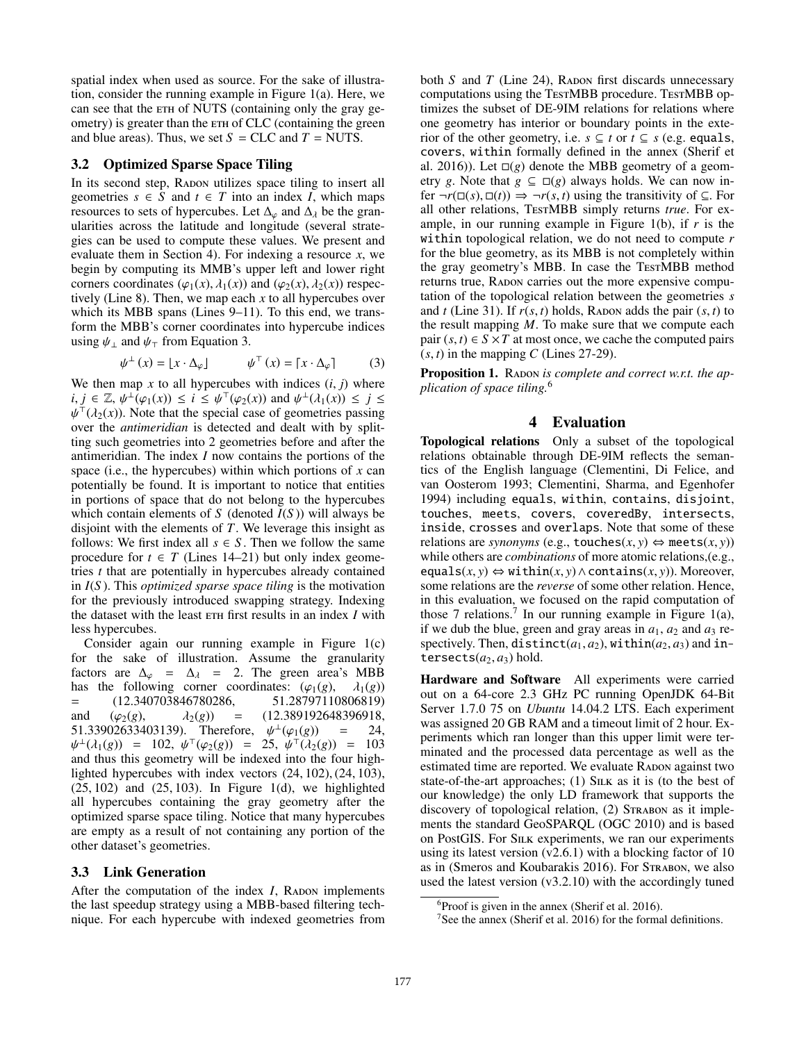spatial index when used as source. For the sake of illustration, consider the running example in Figure 1(a). Here, we can see that the ETH of NUTS (containing only the gray geometry) is greater than the ETH of CLC (containing the green and blue areas). Thus, we set $S$ = CLC and $T$ = NUTS.

### 3.2 Optimized Sparse Space Tiling

In its second step, RADON utilizes space tiling to insert all geometries $s \in S$ and $t \in T$ into an index $I$, which maps resources to sets of hypercubes. Let $\Delta_\varphi$ and $\Delta_\lambda$ be the granularities across the latitude and longitude (several strategies can be used to compute these values. We present and evaluate them in Section 4). For indexing a resource $x$, we begin by computing its MMB's upper left and lower right corners coordinates $(\varphi_1(x), \lambda_1(x))$ and $(\varphi_2(x), \lambda_2(x))$ respectively (Line 8). Then, we map each $x$ to all hypercubes over which its MBB spans (Lines 9–11). To this end, we transform the MBB's corner coordinates into hypercube indices using $\psi_\perp$ and $\psi_\top$ from Equation 3.

$$\psi^\perp(x) = \lfloor x \cdot \Delta_\varphi \rfloor \qquad \psi^\top(x) = \lceil x \cdot \Delta_\varphi \rceil \qquad (3)$$

We then map $x$ to all hypercubes with indices $(i, j)$ where $i, j \in \mathbb{Z}$, $\psi^\perp(\varphi_1(x)) \leq i \leq \psi^\top(\varphi_2(x))$ and $\psi^\perp(\lambda_1(x)) \leq j \leq \psi^\top(\lambda_2(x))$. Note that the special case of geometries passing over the *antimeridian* is detected and dealt with by splitting such geometries into 2 geometries before and after the antimeridian. The index $I$ now contains the portions of the space (i.e., the hypercubes) within which portions of $x$ can potentially be found. It is important to notice that entities in portions of space that do not belong to the hypercubes which contain elements of $S$ (denoted $I(S)$) will always be disjoint with the elements of $T$. We leverage this insight as follows: We first index all $s \in S$. Then we follow the same procedure for $t \in T$ (Lines 14–21) but only index geometries $t$ that are potentially in hypercubes already contained in $I(S)$. This *optimized sparse space tiling* is the motivation for the previously introduced swapping strategy. Indexing the dataset with the least ETH first results in an index $I$ with less hypercubes.

Consider again our running example in Figure 1(c) for the sake of illustration. Assume the granularity factors are $\Delta_\varphi = \Delta_\lambda = 2$. The green area's MBB has the following corner coordinates: $(\varphi_1(g), \lambda_1(g))$ = (12.340703846780286, 51.28797110806819) and $(\varphi_2(g), \lambda_2(g))$ = (12.389192648396918, 51.33902633403139). Therefore, $\psi^\perp(\varphi_1(g)) = 24$, $\psi^\perp(\lambda_1(g)) = 102$, $\psi^\top(\varphi_2(g)) = 25$, $\psi^\top(\lambda_2(g)) = 103$ and thus this geometry will be indexed into the four highlighted hypercubes with index vectors (24, 102), (24, 103), (25, 102) and (25, 103). In Figure 1(d), we highlighted all hypercubes containing the gray geometry after the optimized sparse space tiling. Notice that many hypercubes are empty as a result of not containing any portion of the other dataset's geometries.

### 3.3 Link Generation

After the computation of the index $I$, RADON implements the last speedup strategy using a MBB-based filtering technique. For each hypercube with indexed geometries from both $S$ and $T$ (Line 24), RADON first discards unnecessary computations using the TESTMBB procedure. TESTMBB optimizes the subset of DE-9IM relations for relations where one geometry has interior or boundary points in the exterior of the other geometry, i.e. $s \subseteq t$ or $t \subseteq s$ (e.g. `equals`, `covers`, `within` formally defined in the annex (Sherif et al. 2016)). Let $\square(g)$ denote the MBB geometry of a geometry $g$. Note that $g \subseteq \square(g)$ always holds. We can now infer $\neg r(\square(s), \square(t)) \Rightarrow \neg r(s, t)$ using the transitivity of $\subseteq$. For all other relations, TESTMBB simply returns *true*. For example, in our running example in Figure 1(b), if $r$ is the `within` topological relation, we do not need to compute $r$ for the blue geometry, as its MBB is not completely within the gray geometry's MBB. In case the TESTMBB method returns true, RADON carries out the more expensive computation of the topological relation between the geometries $s$ and $t$ (Line 31). If $r(s, t)$ holds, RADON adds the pair $(s, t)$ to the result mapping $M$. To make sure that we compute each pair $(s, t) \in S \times T$ at most once, we cache the computed pairs $(s, t)$ in the mapping $C$ (Lines 27-29).

**Proposition 1.** *RADON is complete and correct w.r.t. the application of space tiling.*[6]

## 4 Evaluation

**Topological relations** Only a subset of the topological relations obtainable through DE-9IM reflects the semantics of the English language (Clementini, Di Felice, and van Oosterom 1993; Clementini, Sharma, and Egenhofer 1994) including `equals`, `within`, `contains`, `disjoint`, `touches`, `meets`, `covers`, `coveredBy`, `intersects`, `inside`, `crosses` and `overlaps`. Note that some of these relations are *synonyms* (e.g., $\texttt{touches}(x, y) \Leftrightarrow \texttt{meets}(x, y)$) while others are *combinations* of more atomic relations,(e.g., $\texttt{equals}(x, y) \Leftrightarrow \texttt{within}(x, y) \wedge \texttt{contains}(x, y)$). Moreover, some relations are the *reverse* of some other relation. Hence, in this evaluation, we focused on the rapid computation of those 7 relations.[7] In our running example in Figure 1(a), if we dub the blue, green and gray areas in $a_1$, $a_2$ and $a_3$ respectively. Then, $\texttt{distinct}(a_1, a_2)$, $\texttt{within}(a_2, a_3)$ and $\texttt{intersects}(a_2, a_3)$ hold.

**Hardware and Software** All experiments were carried out on a 64-core 2.3 GHz PC running OpenJDK 64-Bit Server 1.7.0 75 on *Ubuntu* 14.04.2 LTS. Each experiment was assigned 20 GB RAM and a timeout limit of 2 hour. Experiments which ran longer than this upper limit were terminated and the processed data percentage as well as the estimated time are reported. We evaluate RADON against two state-of-the-art approaches; (1) SILK as it is (to the best of our knowledge) the only LD framework that supports the discovery of topological relation, (2) STRABON as it implements the standard GeoSPARQL (OGC 2010) and is based on PostGIS. For SILK experiments, we ran our experiments using its latest version (v2.6.1) with a blocking factor of 10 as in (Smeros and Koubarakis 2016). For STRABON, we also used the latest version (v3.2.10) with the accordingly tuned

---

[6] Proof is given in the annex (Sherif et al. 2016).

[7] See the annex (Sherif et al. 2016) for the formal definitions.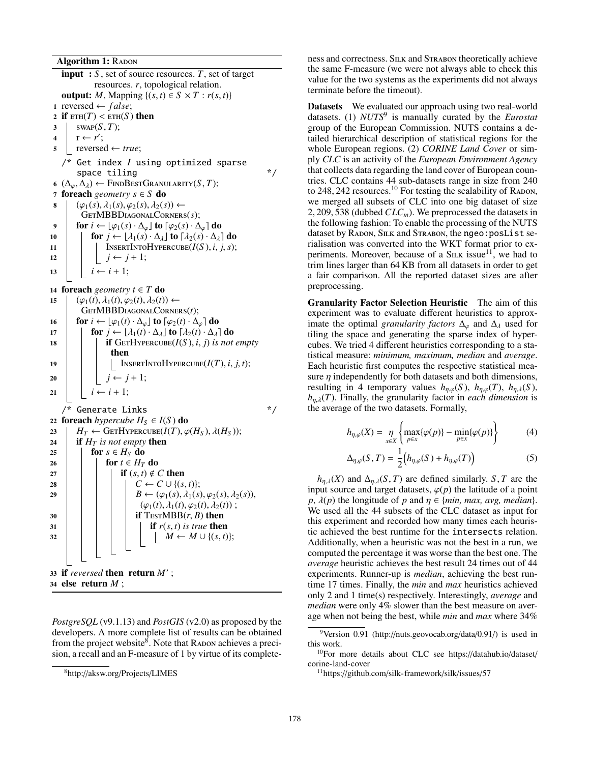**Algorithm 1:** RADON

```
input : S, set of source resources. T, set of target
        resources. r, topological relation.
output: M, Mapping {(s,t) ∈ S × T : r(s,t)}
1  reversed ← false;
2  if ETH(T) < ETH(S) then
3  |  SWAP(S,T);
4  |  r ← r';
5  |  reversed ← true;
   /* Get index I using optimized sparse
      space tiling                                   */
6  (Δ_φ, Δ_λ) ← FINDBESTGRANULARITY(S,T);
7  foreach geometry s ∈ S do
8  |  (φ1(s), λ1(s), φ2(s), λ2(s)) ←
   |    GETMBBDIAGONALCORNERS(s);
9  |  for i ← ⌊φ1(s)·Δ_φ⌋ to ⌈φ2(s)·Δ_φ⌉ do
10 |  |  for j ← ⌊λ1(s)·Δ_λ⌋ to ⌈λ2(s)·Δ_λ⌉ do
11 |  |  |  INSERTINTOHYPERCUBE(I(S), i, j, s);
12 |  |  |  j ← j + 1;
13 |  |  i ← i + 1;
14 foreach geometry t ∈ T do
15 |  (φ1(t), λ1(t), φ2(t), λ2(t)) ←
   |    GETMBBDIAGONALCORNERS(t);
16 |  for i ← ⌊φ1(t)·Δ_φ⌋ to ⌈φ2(t)·Δ_φ⌉ do
17 |  |  for j ← ⌊λ1(t)·Δ_λ⌋ to ⌈λ2(t)·Δ_λ⌉ do
18 |  |  |  if GETHYPERCUBE(I(S), i, j) is not empty
   |  |  |    then
19 |  |  |  |  INSERTINTOHYPERCUBE(I(T), i, j, t);
20 |  |  |  j ← j + 1;
21 |  |  i ← i + 1;
   /* Generate Links                                 */
22 foreach hypercube H_S ∈ I(S) do
23 |  H_T ← GETHYPERCUBE(I(T), φ(H_S), λ(H_S));
24 |  if H_T is not empty then
25 |  |  for s ∈ H_S do
26 |  |  |  for t ∈ H_T do
27 |  |  |  |  if (s,t) ∉ C then
28 |  |  |  |  |  C ← C ∪ {(s,t)};
29 |  |  |  |  |  B ← (φ1(s), λ1(s), φ2(s), λ2(s)),
   |  |  |  |  |     (φ1(t), λ1(t), φ2(t), λ2(t));
30 |  |  |  |  |  if TESTMBB(r, B) then
31 |  |  |  |  |  |  if r(s,t) is true then
32 |  |  |  |  |  |  |  M ← M ∪ {(s,t)};
33 if reversed then return M';
34 else return M;
```

*PostgreSQL* (v9.1.13) and *PostGIS* (v2.0) as proposed by the developers. A more complete list of results can be obtained from the project website[8]. Note that RADON achieves a precision, a recall and an F-measure of 1 by virtue of its completeness and correctness. SILK and STRABON theoretically achieve the same F-measure (we were not always able to check this value for the two systems as the experiments did not always terminate before the timeout).

**Datasets** We evaluated our approach using two real-world datasets. (1) *NUTS*[9] is manually curated by the *Eurostat* group of the European Commission. NUTS contains a detailed hierarchical description of statistical regions for the whole European regions. (2) *CORINE Land Cover* or simply *CLC* is an activity of the *European Environment Agency* that collects data regarding the land cover of European countries. CLC contains 44 sub-datasets range in size from 240 to 248,242 resources.[10] For testing the scalability of RADON, we merged all subsets of CLC into one big dataset of size 2,209,538 (dubbed $CLC_m$). We preprocessed the datasets in the following fashion: To enable the processing of the NUTS dataset by RADON, SILK and STRABON, the `ngeo:posList` serialisation was converted into the WKT format prior to experiments. Moreover, because of a SILK issue[11], we had to trim lines larger than 64 KB from all datasets in order to get a fair comparison. All the reported dataset sizes are after preprocessing.

**Granularity Factor Selection Heuristic** The aim of this experiment was to evaluate different heuristics to approximate the optimal *granularity factors* $\Delta_\varphi$ and $\Delta_\lambda$ used for tiling the space and generating the sparse index of hypercubes. We tried 4 different heuristics corresponding to a statistical measure: *minimum, maximum, median* and *average*. Each heuristic first computes the respective statistical measure $\eta$ independently for both datasets and both dimensions, resulting in 4 temporary values $h_{\eta,\varphi}(S)$, $h_{\eta,\varphi}(T)$, $h_{\eta,\lambda}(S)$, $h_{\eta,\lambda}(T)$. Finally, the granularity factor in *each dimension* is the average of the two datasets. Formally,

$$h_{\eta,\varphi}(X) = \underset{x \in X}{\eta} \left\{ \max_{p \in x}\{\varphi(p)\} - \min_{p \in x}\{\varphi(p)\} \right\} \tag{4}$$

$$\Delta_{\eta,\varphi}(S,T) = \frac{1}{2}\Big(h_{\eta,\varphi}(S) + h_{\eta,\varphi}(T)\Big) \tag{5}$$

$h_{\eta,\lambda}(X)$ and $\Delta_{\eta,\lambda}(S,T)$ are defined similarly. $S, T$ are the input source and target datasets, $\varphi(p)$ the latitude of a point $p$, $\lambda(p)$ the longitude of $p$ and $\eta \in \{min, max, avg, median\}$. We used all the 44 subsets of the CLC dataset as input for this experiment and recorded how many times each heuristic achieved the best runtime for the `intersects` relation. Additionally, when a heuristic was not the best in a run, we computed the percentage it was worse than the best one. The *average* heuristic achieves the best result 24 times out of 44 experiments. Runner-up is *median*, achieving the best runtime 17 times. Finally, the *min* and *max* heuristics achieved only 2 and 1 time(s) respectively. Interestingly, *average* and *median* were only 4% slower than the best measure on average when not being the best, while *min* and *max* where 34%

---

[8] http://aksw.org/Projects/LIMES

[9] Version 0.91 (http://nuts.geovocab.org/data/0.91/) is used in this work.

[10] For more details about CLC see https://datahub.io/dataset/corine-land-cover

[11] https://github.com/silk-framework/silk/issues/57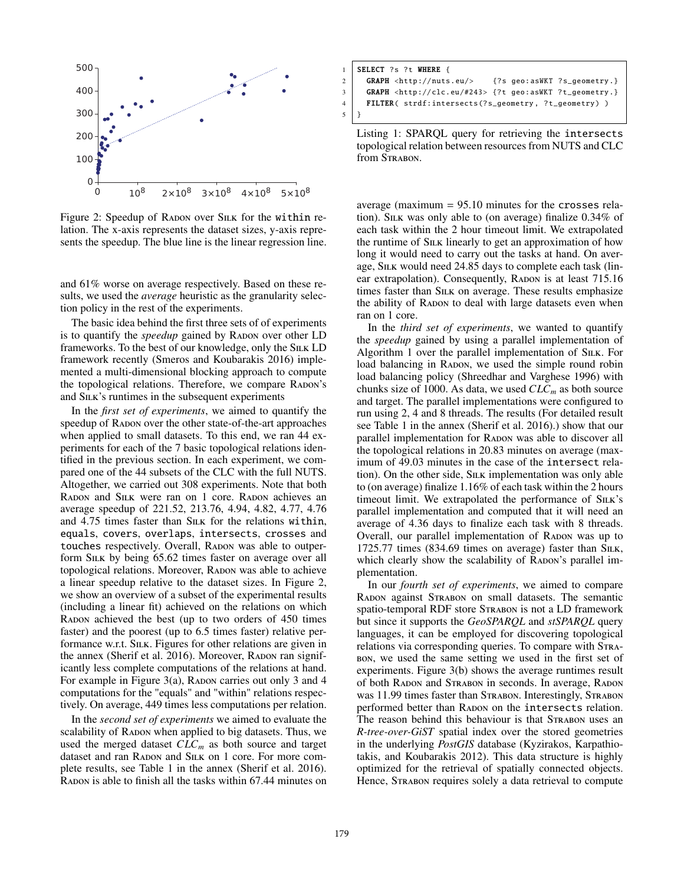Figure 2: Speedup of RADON over SILK for the within relation. The x-axis represents the dataset sizes, y-axis represents the speedup. The blue line is the linear regression line.

and 61% worse on average respectively. Based on these results, we used the *average* heuristic as the granularity selection policy in the rest of the experiments.

The basic idea behind the first three sets of of experiments is to quantify the *speedup* gained by RADON over other LD frameworks. To the best of our knowledge, only the SILK LD framework recently (Smeros and Koubarakis 2016) implemented a multi-dimensional blocking approach to compute the topological relations. Therefore, we compare RADON's and SILK's runtimes in the subsequent experiments

In the *first set of experiments*, we aimed to quantify the speedup of RADON over the other state-of-the-art approaches when applied to small datasets. To this end, we ran 44 experiments for each of the 7 basic topological relations identified in the previous section. In each experiment, we compared one of the 44 subsets of the CLC with the full NUTS. Altogether, we carried out 308 experiments. Note that both RADON and SILK were ran on 1 core. RADON achieves an average speedup of 221.52, 213.76, 4.94, 4.82, 4.77, 4.76 and 4.75 times faster than SILK for the relations within, equals, covers, overlaps, intersects, crosses and touches respectively. Overall, RADON was able to outperform SILK by being 65.62 times faster on average over all topological relations. Moreover, RADON was able to achieve a linear speedup relative to the dataset sizes. In Figure 2, we show an overview of a subset of the experimental results (including a linear fit) achieved on the relations on which RADON achieved the best (up to two orders of 450 times faster) and the poorest (up to 6.5 times faster) relative performance w.r.t. SILK. Figures for other relations are given in the annex (Sherif et al. 2016). Moreover, RADON ran significantly less complete computations of the relations at hand. For example in Figure 3(a), RADON carries out only 3 and 4 computations for the "equals" and "within" relations respectively. On average, 449 times less computations per relation.

In the *second set of experiments* we aimed to evaluate the scalability of RADON when applied to big datasets. Thus, we used the merged dataset $CLC_m$ as both source and target dataset and ran RADON and SILK on 1 core. For more complete results, see Table 1 in the annex (Sherif et al. 2016). RADON is able to finish all the tasks within 67.44 minutes on average (maximum = 95.10 minutes for the crosses relation). SILK was only able to (on average) finalize 0.34% of each task within the 2 hour timeout limit. We extrapolated the runtime of SILK linearly to get an approximation of how long it would need to carry out the tasks at hand. On average, SILK would need 24.85 days to complete each task (linear extrapolation). Consequently, RADON is at least 715.16 times faster than SILK on average. These results emphasize the ability of RADON to deal with large datasets even when ran on 1 core.

```
SELECT ?s ?t WHERE {
  GRAPH <http://nuts.eu/>    {?s geo:asWKT ?s_geometry.}
  GRAPH <http://clc.eu/#243> {?t geo:asWKT ?t_geometry.}
  FILTER( strdf:intersects(?s_geometry, ?t_geometry) )
}
```

Listing 1: SPARQL query for retrieving the intersects topological relation between resources from NUTS and CLC from STRABON.

In the *third set of experiments*, we wanted to quantify the *speedup* gained by using a parallel implementation of Algorithm 1 over the parallel implementation of SILK. For load balancing in RADON, we used the simple round robin load balancing policy (Shreedhar and Varghese 1996) with chunks size of 1000. As data, we used $CLC_m$ as both source and target. The parallel implementations were configured to run using 2, 4 and 8 threads. The results (For detailed result see Table 1 in the annex (Sherif et al. 2016).) show that our parallel implementation for RADON was able to discover all the topological relations in 20.83 minutes on average (maximum of 49.03 minutes in the case of the intersect relation). On the other side, SILK implementation was only able to (on average) finalize 1.16% of each task within the 2 hours timeout limit. We extrapolated the performance of SILK's parallel implementation and computed that it will need an average of 4.36 days to finalize each task with 8 threads. Overall, our parallel implementation of RADON was up to 1725.77 times (834.69 times on average) faster than SILK, which clearly show the scalability of RADON's parallel implementation.

In our *fourth set of experiments*, we aimed to compare RADON against STRABON on small datasets. The semantic spatio-temporal RDF store STRABON is not a LD framework but since it supports the *GeoSPARQL* and *stSPARQL* query languages, it can be employed for discovering topological relations via corresponding queries. To compare with STRABON, we used the same setting we used in the first set of experiments. Figure 3(b) shows the average runtimes result of both RADON and STRABON in seconds. In average, RADON was 11.99 times faster than STRABON. Interestingly, STRABON performed better than RADON on the intersects relation. The reason behind this behaviour is that STRABON uses an *R-tree-over-GiST* spatial index over the stored geometries in the underlying *PostGIS* database (Kyzirakos, Karpathiotakis, and Koubarakis 2012). This data structure is highly optimized for the retrieval of spatially connected objects. Hence, STRABON requires solely a data retrieval to compute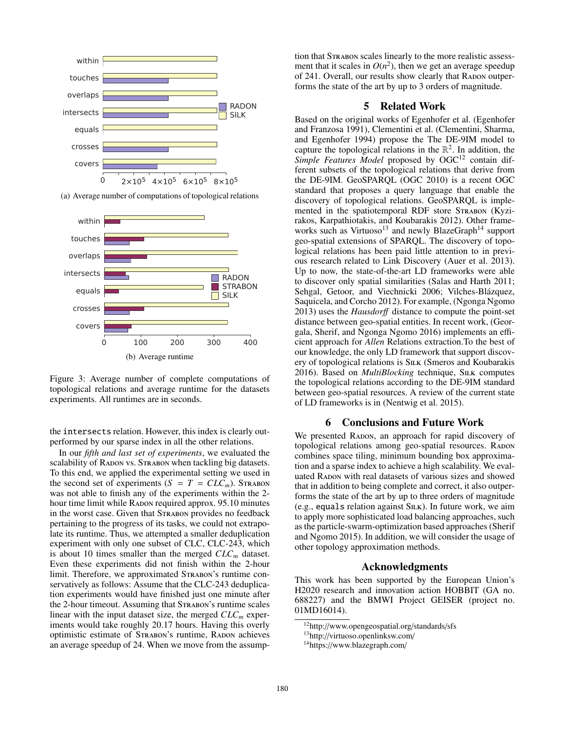(a) Average number of computations of topological relations

(b) Average runtime

Figure 3: Average number of complete computations of topological relations and average runtime for the datasets experiments. All runtimes are in seconds.

the `intersects` relation. However, this index is clearly outperformed by our sparse index in all the other relations.

In our *fifth and last set of experiments*, we evaluated the scalability of RADON vs. STRABON when tackling big datasets. To this end, we applied the experimental setting we used in the second set of experiments ($S = T = CLC_m$). STRABON was not able to finish any of the experiments within the 2-hour time limit while RADON required approx. 95.10 minutes in the worst case. Given that STRABON provides no feedback pertaining to the progress of its tasks, we could not extrapolate its runtime. Thus, we attempted a smaller deduplication experiment with only one subset of CLC, CLC-243, which is about 10 times smaller than the merged $CLC_m$ dataset. Even these experiments did not finish within the 2-hour limit. Therefore, we approximated STRABON's runtime conservatively as follows: Assume that the CLC-243 deduplication experiments would have finished just one minute after the 2-hour timeout. Assuming that STRABON's runtime scales linear with the input dataset size, the merged $CLC_m$ experiments would take roughly 20.17 hours. Having this overly optimistic estimate of STRABON's runtime, RADON achieves an average speedup of 24. When we move from the assumption that STRABON scales linearly to the more realistic assessment that it scales in $O(n^2)$, then we get an average speedup of 241. Overall, our results show clearly that RADON outperforms the state of the art by up to 3 orders of magnitude.

## 5 Related Work

Based on the original works of Egenhofer et al. (Egenhofer and Franzosa 1991), Clementini et al. (Clementini, Sharma, and Egenhofer 1994) propose the The DE-9IM model to capture the topological relations in the $\mathbb{R}^2$. In addition, the *Simple Features Model* proposed by OGC[12] contain different subsets of the topological relations that derive from the DE-9IM. GeoSPARQL (OGC 2010) is a recent OGC standard that proposes a query language that enable the discovery of topological relations. GeoSPARQL is implemented in the spatiotemporal RDF store STRABON (Kyzirakos, Karpathiotakis, and Koubarakis 2012). Other frameworks such as Virtuoso[13] and newly BlazeGraph[14] support geo-spatial extensions of SPARQL. The discovery of topological relations has been paid little attention to in previous research related to Link Discovery (Auer et al. 2013). Up to now, the state-of-the-art LD frameworks were able to discover only spatial similarities (Salas and Harth 2011; Sehgal, Getoor, and Viechnicki 2006; Vilches-Blázquez, Saquicela, and Corcho 2012). For example, (Ngonga Ngomo 2013) uses the *Hausdorff* distance to compute the point-set distance between geo-spatial entities. In recent work, (Georgala, Sherif, and Ngonga Ngomo 2016) implements an efficient approach for *Allen* Relations extraction.To the best of our knowledge, the only LD framework that support discovery of topological relations is SILK (Smeros and Koubarakis 2016). Based on *MultiBlocking* technique, SILK computes the topological relations according to the DE-9IM standard between geo-spatial resources. A review of the current state of LD frameworks is in (Nentwig et al. 2015).

## 6 Conclusions and Future Work

We presented RADON, an approach for rapid discovery of topological relations among geo-spatial resources. RADON combines space tiling, minimum bounding box approximation and a sparse index to achieve a high scalability. We evaluated RADON with real datasets of various sizes and showed that in addition to being complete and correct, it also outperforms the state of the art by up to three orders of magnitude (e.g., `equals` relation against SILK). In future work, we aim to apply more sophisticated load balancing approaches, such as the particle-swarm-optimization based approaches (Sherif and Ngomo 2015). In addition, we will consider the usage of other topology approximation methods.

## Acknowledgments

This work has been supported by the European Union's H2020 research and innovation action HOBBIT (GA no. 688227) and the BMWI Project GEISER (project no. 01MD16014).

[12] http://www.opengeospatial.org/standards/sfs

[13] http://virtuoso.openlinksw.com/

[14] https://www.blazegraph.com/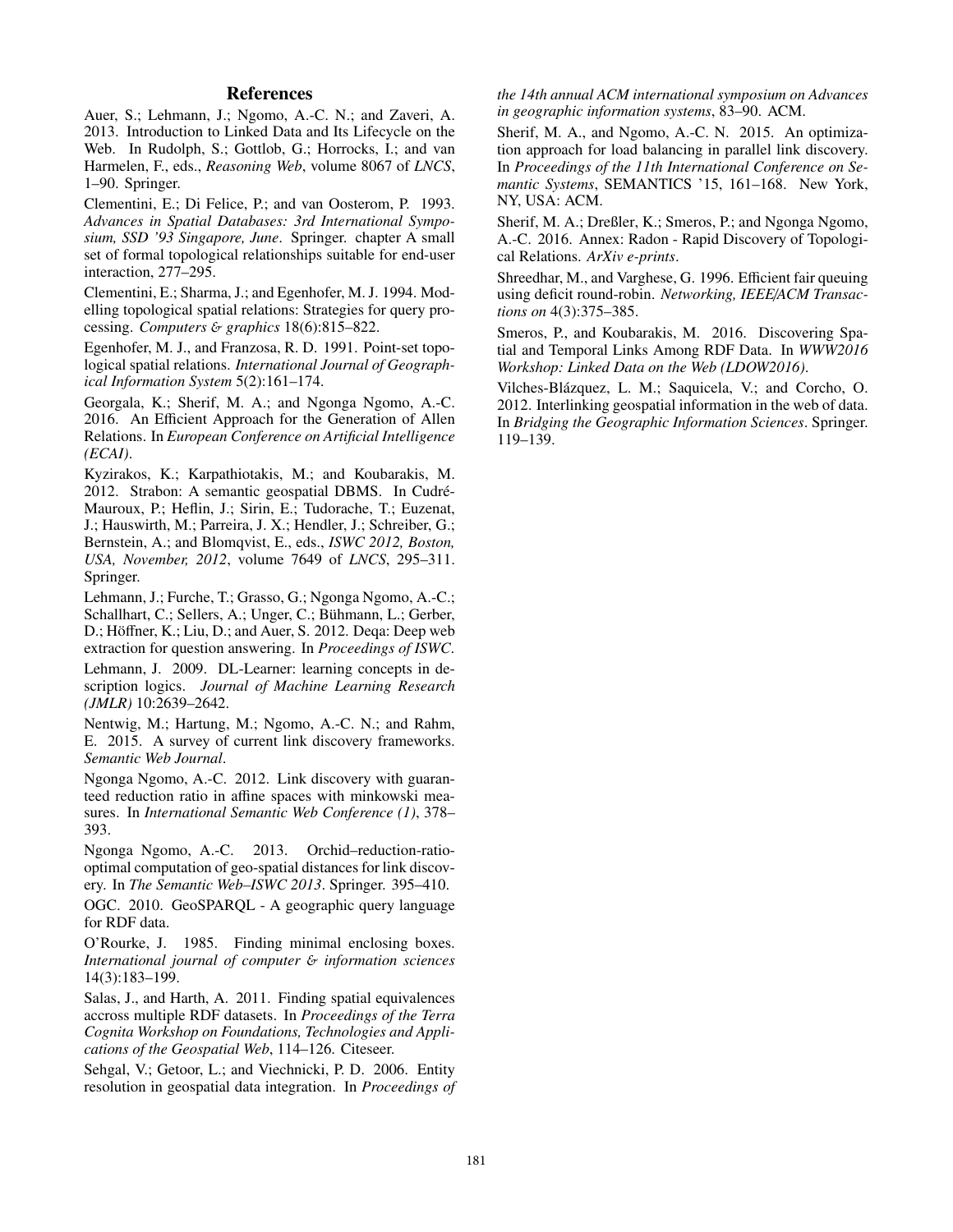## References

Auer, S.; Lehmann, J.; Ngomo, A.-C. N.; and Zaveri, A. 2013. Introduction to Linked Data and Its Lifecycle on the Web. In Rudolph, S.; Gottlob, G.; Horrocks, I.; and van Harmelen, F., eds., *Reasoning Web*, volume 8067 of *LNCS*, 1–90. Springer.

Clementini, E.; Di Felice, P.; and van Oosterom, P. 1993. *Advances in Spatial Databases: 3rd International Symposium, SSD '93 Singapore, June*. Springer. chapter A small set of formal topological relationships suitable for end-user interaction, 277–295.

Clementini, E.; Sharma, J.; and Egenhofer, M. J. 1994. Modelling topological spatial relations: Strategies for query processing. *Computers & graphics* 18(6):815–822.

Egenhofer, M. J., and Franzosa, R. D. 1991. Point-set topological spatial relations. *International Journal of Geographical Information System* 5(2):161–174.

Georgala, K.; Sherif, M. A.; and Ngonga Ngomo, A.-C. 2016. An Efficient Approach for the Generation of Allen Relations. In *European Conference on Artificial Intelligence (ECAI)*.

Kyzirakos, K.; Karpathiotakis, M.; and Koubarakis, M. 2012. Strabon: A semantic geospatial DBMS. In Cudré-Mauroux, P.; Heflin, J.; Sirin, E.; Tudorache, T.; Euzenat, J.; Hauswirth, M.; Parreira, J. X.; Hendler, J.; Schreiber, G.; Bernstein, A.; and Blomqvist, E., eds., *ISWC 2012, Boston, USA, November, 2012*, volume 7649 of *LNCS*, 295–311. Springer.

Lehmann, J.; Furche, T.; Grasso, G.; Ngonga Ngomo, A.-C.; Schallhart, C.; Sellers, A.; Unger, C.; Bühmann, L.; Gerber, D.; Höffner, K.; Liu, D.; and Auer, S. 2012. Deqa: Deep web extraction for question answering. In *Proceedings of ISWC*.

Lehmann, J. 2009. DL-Learner: learning concepts in description logics. *Journal of Machine Learning Research (JMLR)* 10:2639–2642.

Nentwig, M.; Hartung, M.; Ngomo, A.-C. N.; and Rahm, E. 2015. A survey of current link discovery frameworks. *Semantic Web Journal*.

Ngonga Ngomo, A.-C. 2012. Link discovery with guaranteed reduction ratio in affine spaces with minkowski measures. In *International Semantic Web Conference (1)*, 378–393.

Ngonga Ngomo, A.-C. 2013. Orchid–reduction-ratio-optimal computation of geo-spatial distances for link discovery. In *The Semantic Web–ISWC 2013*. Springer. 395–410.

OGC. 2010. GeoSPARQL - A geographic query language for RDF data.

O'Rourke, J. 1985. Finding minimal enclosing boxes. *International journal of computer & information sciences* 14(3):183–199.

Salas, J., and Harth, A. 2011. Finding spatial equivalences accross multiple RDF datasets. In *Proceedings of the Terra Cognita Workshop on Foundations, Technologies and Applications of the Geospatial Web*, 114–126. Citeseer.

Sehgal, V.; Getoor, L.; and Viechnicki, P. D. 2006. Entity resolution in geospatial data integration. In *Proceedings of the 14th annual ACM international symposium on Advances in geographic information systems*, 83–90. ACM.

Sherif, M. A., and Ngomo, A.-C. N. 2015. An optimization approach for load balancing in parallel link discovery. In *Proceedings of the 11th International Conference on Semantic Systems*, SEMANTICS '15, 161–168. New York, NY, USA: ACM.

Sherif, M. A.; Dreßler, K.; Smeros, P.; and Ngonga Ngomo, A.-C. 2016. Annex: Radon - Rapid Discovery of Topological Relations. *ArXiv e-prints*.

Shreedhar, M., and Varghese, G. 1996. Efficient fair queuing using deficit round-robin. *Networking, IEEE/ACM Transactions on* 4(3):375–385.

Smeros, P., and Koubarakis, M. 2016. Discovering Spatial and Temporal Links Among RDF Data. In *WWW2016 Workshop: Linked Data on the Web (LDOW2016)*.

Vilches-Blázquez, L. M.; Saquicela, V.; and Corcho, O. 2012. Interlinking geospatial information in the web of data. In *Bridging the Geographic Information Sciences*. Springer. 119–139.